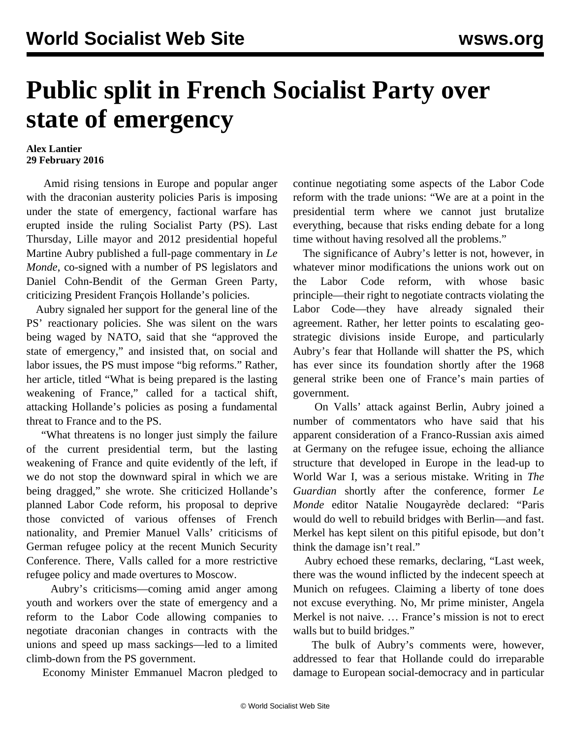# Public split in French Socialist Party over state of emergency

**Alex Lantier**
**29 February 2016**

Amid rising tensions in Europe and popular anger with the draconian austerity policies Paris is imposing under the state of emergency, factional warfare has erupted inside the ruling Socialist Party (PS). Last Thursday, Lille mayor and 2012 presidential hopeful Martine Aubry published a full-page commentary in *Le Monde*, co-signed with a number of PS legislators and Daniel Cohn-Bendit of the German Green Party, criticizing President François Hollande's policies.

Aubry signaled her support for the general line of the PS' reactionary policies. She was silent on the wars being waged by NATO, said that she "approved the state of emergency," and insisted that, on social and labor issues, the PS must impose "big reforms." Rather, her article, titled "What is being prepared is the lasting weakening of France," called for a tactical shift, attacking Hollande's policies as posing a fundamental threat to France and to the PS.

"What threatens is no longer just simply the failure of the current presidential term, but the lasting weakening of France and quite evidently of the left, if we do not stop the downward spiral in which we are being dragged," she wrote. She criticized Hollande's planned Labor Code reform, his proposal to deprive those convicted of various offenses of French nationality, and Premier Manuel Valls' criticisms of German refugee policy at the recent Munich Security Conference. There, Valls called for a more restrictive refugee policy and made overtures to Moscow.

Aubry's criticisms—coming amid anger among youth and workers over the state of emergency and a reform to the Labor Code allowing companies to negotiate draconian changes in contracts with the unions and speed up mass sackings—led to a limited climb-down from the PS government.

Economy Minister Emmanuel Macron pledged to continue negotiating some aspects of the Labor Code reform with the trade unions: "We are at a point in the presidential term where we cannot just brutalize everything, because that risks ending debate for a long time without having resolved all the problems."

The significance of Aubry's letter is not, however, in whatever minor modifications the unions work out on the Labor Code reform, with whose basic principle—their right to negotiate contracts violating the Labor Code—they have already signaled their agreement. Rather, her letter points to escalating geo-strategic divisions inside Europe, and particularly Aubry's fear that Hollande will shatter the PS, which has ever since its foundation shortly after the 1968 general strike been one of France's main parties of government.

On Valls' attack against Berlin, Aubry joined a number of commentators who have said that his apparent consideration of a Franco-Russian axis aimed at Germany on the refugee issue, echoing the alliance structure that developed in Europe in the lead-up to World War I, was a serious mistake. Writing in *The Guardian* shortly after the conference, former *Le Monde* editor Natalie Nougayrède declared: "Paris would do well to rebuild bridges with Berlin—and fast. Merkel has kept silent on this pitiful episode, but don't think the damage isn't real."

Aubry echoed these remarks, declaring, "Last week, there was the wound inflicted by the indecent speech at Munich on refugees. Claiming a liberty of tone does not excuse everything. No, Mr prime minister, Angela Merkel is not naive. … France's mission is not to erect walls but to build bridges."

The bulk of Aubry's comments were, however, addressed to fear that Hollande could do irreparable damage to European social-democracy and in particular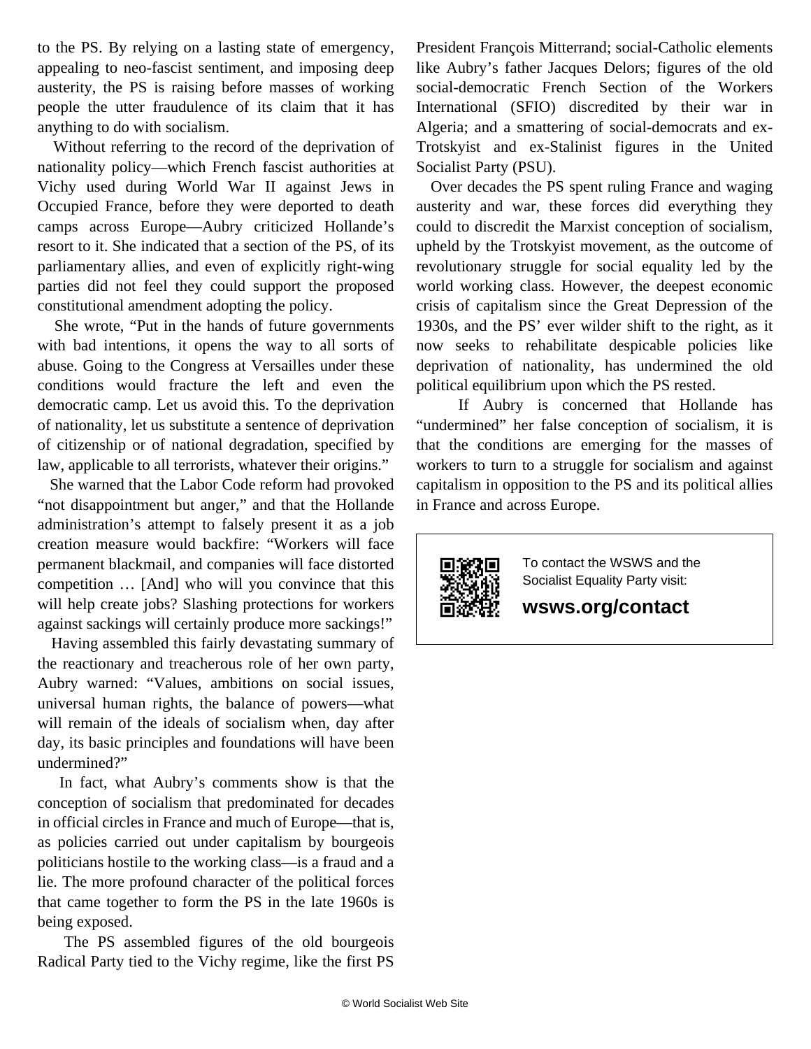to the PS. By relying on a lasting state of emergency, appealing to neo-fascist sentiment, and imposing deep austerity, the PS is raising before masses of working people the utter fraudulence of its claim that it has anything to do with socialism.

Without referring to the record of the deprivation of nationality policy—which French fascist authorities at Vichy used during World War II against Jews in Occupied France, before they were deported to death camps across Europe—Aubry criticized Hollande's resort to it. She indicated that a section of the PS, of its parliamentary allies, and even of explicitly right-wing parties did not feel they could support the proposed constitutional amendment adopting the policy.

She wrote, "Put in the hands of future governments with bad intentions, it opens the way to all sorts of abuse. Going to the Congress at Versailles under these conditions would fracture the left and even the democratic camp. Let us avoid this. To the deprivation of nationality, let us substitute a sentence of deprivation of citizenship or of national degradation, specified by law, applicable to all terrorists, whatever their origins."

She warned that the Labor Code reform had provoked "not disappointment but anger," and that the Hollande administration's attempt to falsely present it as a job creation measure would backfire: "Workers will face permanent blackmail, and companies will face distorted competition … [And] who will you convince that this will help create jobs? Slashing protections for workers against sackings will certainly produce more sackings!"

Having assembled this fairly devastating summary of the reactionary and treacherous role of her own party, Aubry warned: "Values, ambitions on social issues, universal human rights, the balance of powers—what will remain of the ideals of socialism when, day after day, its basic principles and foundations will have been undermined?"

In fact, what Aubry's comments show is that the conception of socialism that predominated for decades in official circles in France and much of Europe—that is, as policies carried out under capitalism by bourgeois politicians hostile to the working class—is a fraud and a lie. The more profound character of the political forces that came together to form the PS in the late 1960s is being exposed.

The PS assembled figures of the old bourgeois Radical Party tied to the Vichy regime, like the first PS President François Mitterrand; social-Catholic elements like Aubry's father Jacques Delors; figures of the old social-democratic French Section of the Workers International (SFIO) discredited by their war in Algeria; and a smattering of social-democrats and ex-Trotskyist and ex-Stalinist figures in the United Socialist Party (PSU).

Over decades the PS spent ruling France and waging austerity and war, these forces did everything they could to discredit the Marxist conception of socialism, upheld by the Trotskyist movement, as the outcome of revolutionary struggle for social equality led by the world working class. However, the deepest economic crisis of capitalism since the Great Depression of the 1930s, and the PS' ever wilder shift to the right, as it now seeks to rehabilitate despicable policies like deprivation of nationality, has undermined the old political equilibrium upon which the PS rested.

If Aubry is concerned that Hollande has "undermined" her false conception of socialism, it is that the conditions are emerging for the masses of workers to turn to a struggle for socialism and against capitalism in opposition to the PS and its political allies in France and across Europe.

To contact the WSWS and the Socialist Equality Party visit:

**wsws.org/contact**